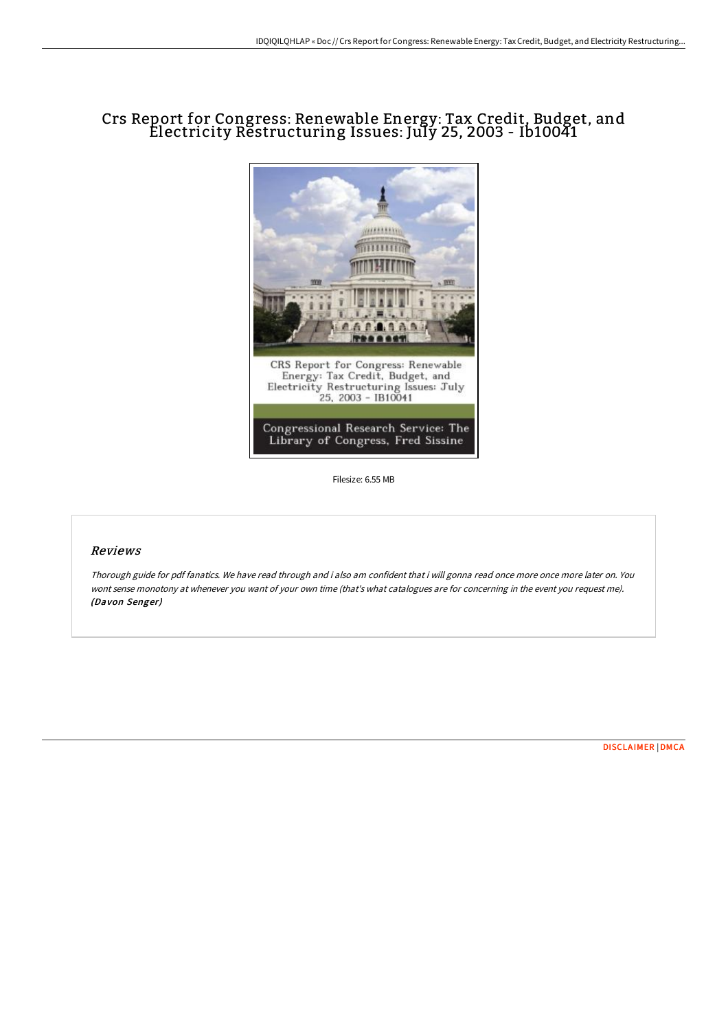# Crs Report for Congress: Renewable Energy: Tax Credit, Budget, and Electricity Restructuring Issues: July 25, 2003 - Ib10041

Filesize: 6.55 MB

## *Reviews*

*Thorough guide for pdf fanatics. We have read through and i also am confident that i will gonna read once more once more later on. You wont sense monotony at whenever you want of your own time (that's what catalogues are for concerning in the event you request me).* ***(Davon Senger)***

DISCLAIMER | DMCA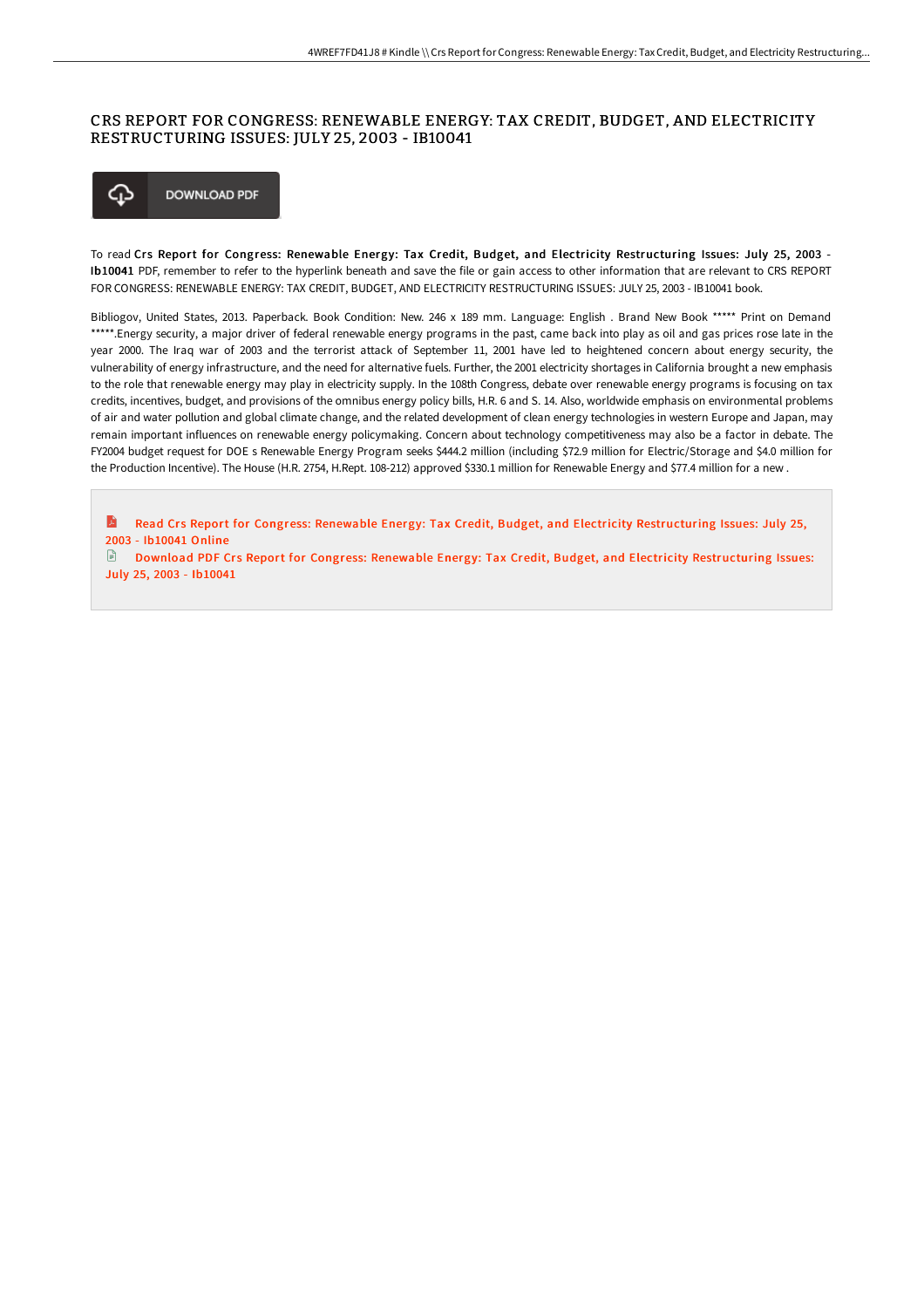# CRS REPORT FOR CONGRESS: RENEWABLE ENERGY: TAX CREDIT, BUDGET, AND ELECTRICITY RESTRUCTURING ISSUES: JULY 25, 2003 - IB10041

DOWNLOAD PDF

To read **Crs Report for Congress: Renewable Energy: Tax Credit, Budget, and Electricity Restructuring Issues: July 25, 2003 - Ib10041** PDF, remember to refer to the hyperlink beneath and save the file or gain access to other information that are relevant to CRS REPORT FOR CONGRESS: RENEWABLE ENERGY: TAX CREDIT, BUDGET, AND ELECTRICITY RESTRUCTURING ISSUES: JULY 25, 2003 - IB10041 book.

Bibliogov, United States, 2013. Paperback. Book Condition: New. 246 x 189 mm. Language: English . Brand New Book ***** Print on Demand *****.Energy security, a major driver of federal renewable energy programs in the past, came back into play as oil and gas prices rose late in the year 2000. The Iraq war of 2003 and the terrorist attack of September 11, 2001 have led to heightened concern about energy security, the vulnerability of energy infrastructure, and the need for alternative fuels. Further, the 2001 electricity shortages in California brought a new emphasis to the role that renewable energy may play in electricity supply. In the 108th Congress, debate over renewable energy programs is focusing on tax credits, incentives, budget, and provisions of the omnibus energy policy bills, H.R. 6 and S. 14. Also, worldwide emphasis on environmental problems of air and water pollution and global climate change, and the related development of clean energy technologies in western Europe and Japan, may remain important influences on renewable energy policymaking. Concern about technology competitiveness may also be a factor in debate. The FY2004 budget request for DOE s Renewable Energy Program seeks $444.2 million (including $72.9 million for Electric/Storage and $4.0 million for the Production Incentive). The House (H.R. 2754, H.Rept. 108-212) approved $330.1 million for Renewable Energy and $77.4 million for a new .

Read Crs Report for Congress: Renewable Energy: Tax Credit, Budget, and Electricity Restructuring Issues: July 25, 2003 - Ib10041 Online

Download PDF Crs Report for Congress: Renewable Energy: Tax Credit, Budget, and Electricity Restructuring Issues: July 25, 2003 - Ib10041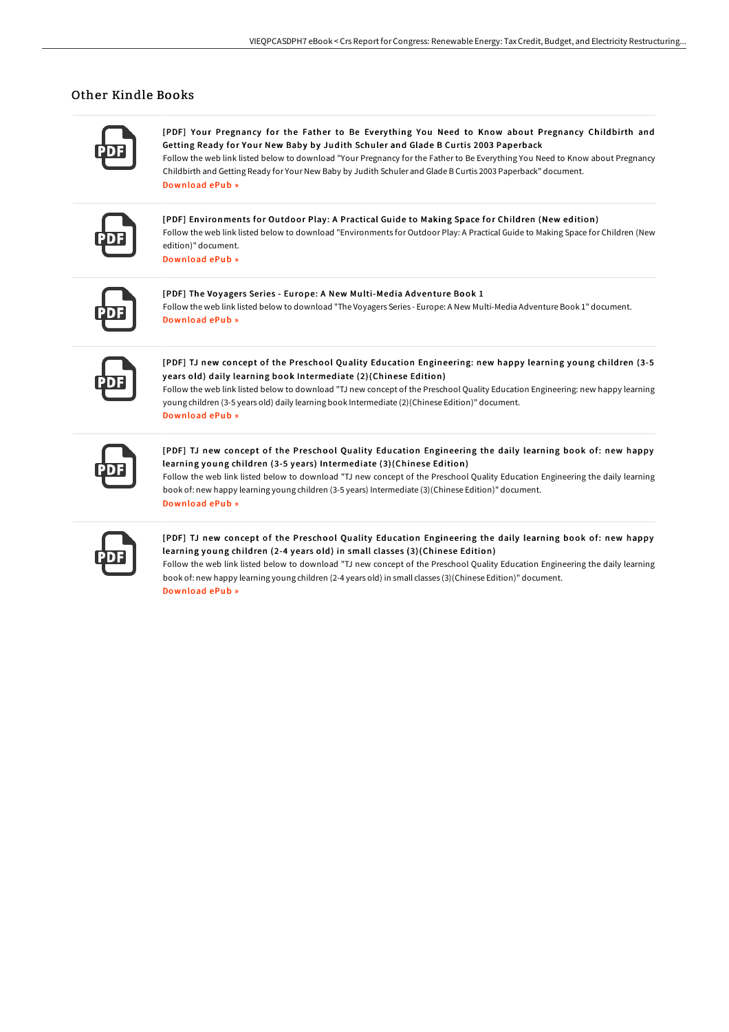## Other Kindle Books

**[PDF] Your Pregnancy for the Father to Be Everything You Need to Know about Pregnancy Childbirth and Getting Ready for Your New Baby by Judith Schuler and Glade B Curtis 2003 Paperback**

Follow the web link listed below to download "Your Pregnancy for the Father to Be Everything You Need to Know about Pregnancy Childbirth and Getting Ready for Your New Baby by Judith Schuler and Glade B Curtis 2003 Paperback" document.

Download ePub »

**[PDF] Environments for Outdoor Play: A Practical Guide to Making Space for Children (New edition)**

Follow the web link listed below to download "Environments for Outdoor Play: A Practical Guide to Making Space for Children (New edition)" document.

Download ePub »

**[PDF] The Voyagers Series - Europe: A New Multi-Media Adventure Book 1**

Follow the web link listed below to download "The Voyagers Series - Europe: A New Multi-Media Adventure Book 1" document.

Download ePub »

**[PDF] TJ new concept of the Preschool Quality Education Engineering: new happy learning young children (3-5 years old) daily learning book Intermediate (2)(Chinese Edition)**

Follow the web link listed below to download "TJ new concept of the Preschool Quality Education Engineering: new happy learning young children (3-5 years old) daily learning book Intermediate (2)(Chinese Edition)" document.

Download ePub »

**[PDF] TJ new concept of the Preschool Quality Education Engineering the daily learning book of: new happy learning young children (3-5 years) Intermediate (3)(Chinese Edition)**

Follow the web link listed below to download "TJ new concept of the Preschool Quality Education Engineering the daily learning book of: new happy learning young children (3-5 years) Intermediate (3)(Chinese Edition)" document.

Download ePub »

**[PDF] TJ new concept of the Preschool Quality Education Engineering the daily learning book of: new happy learning young children (2-4 years old) in small classes (3)(Chinese Edition)**

Follow the web link listed below to download "TJ new concept of the Preschool Quality Education Engineering the daily learning book of: new happy learning young children (2-4 years old) in small classes (3)(Chinese Edition)" document.

Download ePub »